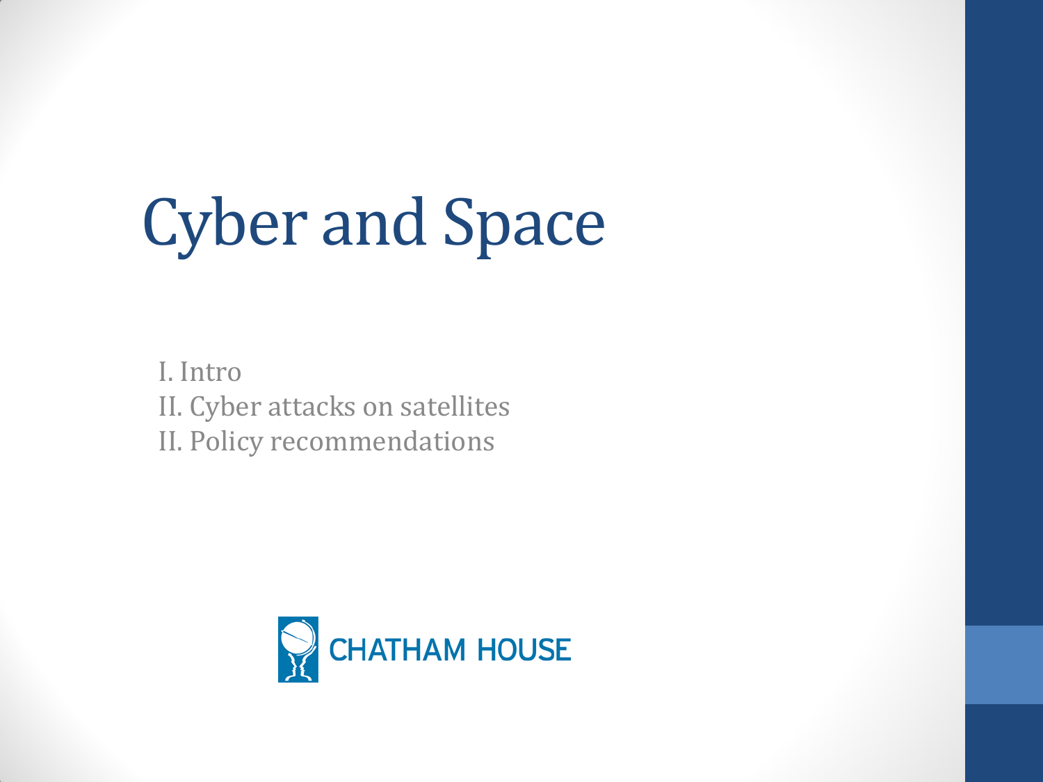# Cyber and Space

I. Intro
II. Cyber attacks on satellites
II. Policy recommendations

CHATHAM HOUSE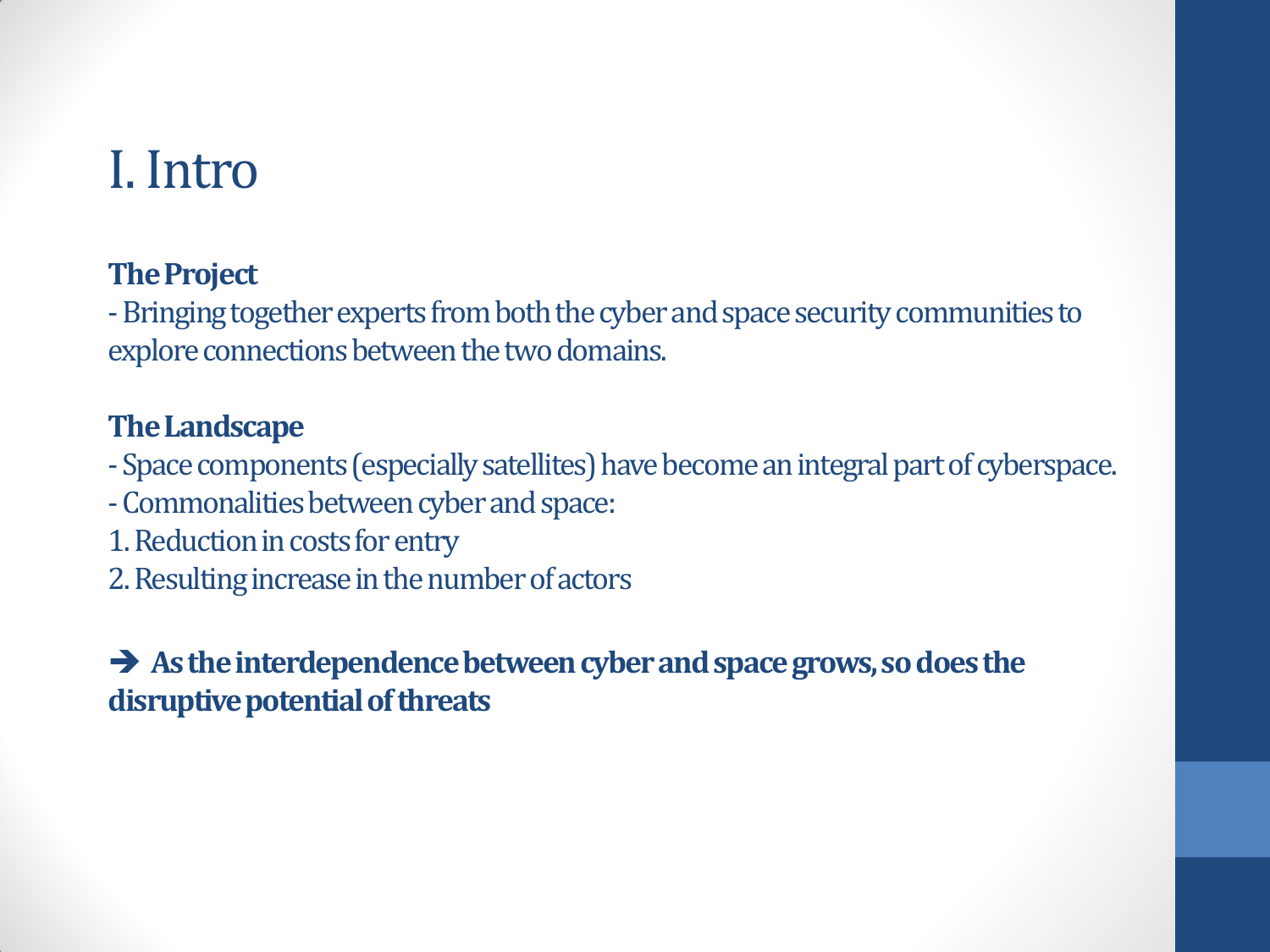# I. Intro

**The Project**

- Bringing together experts from both the cyber and space security communities to explore connections between the two domains.

**The Landscape**

- Space components (especially satellites) have become an integral part of cyberspace.
- Commonalities between cyber and space:

1. Reduction in costs for entry
2. Resulting increase in the number of actors

➔ **As the interdependence between cyber and space grows, so does the disruptive potential of threats**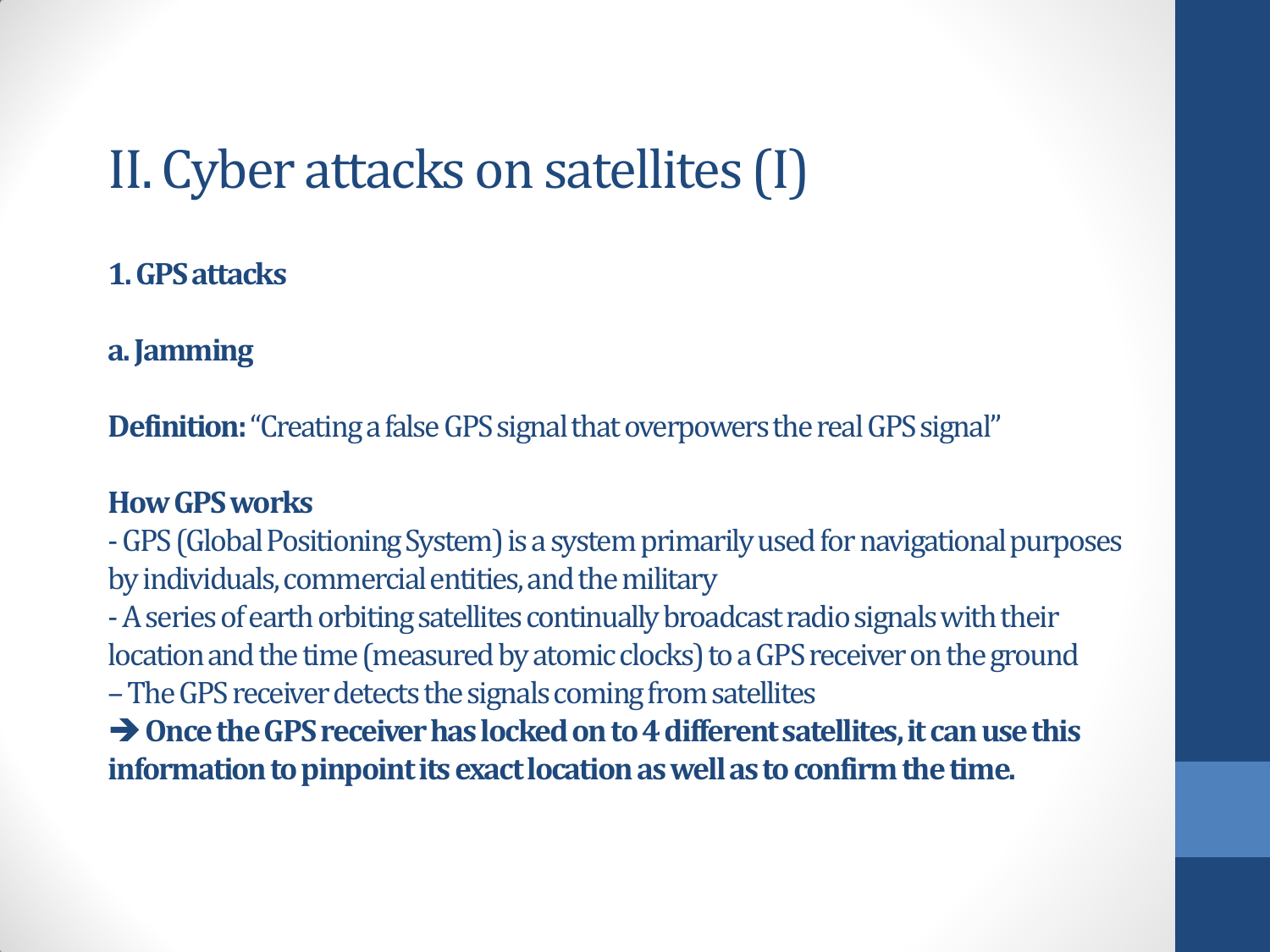# II. Cyber attacks on satellites (I)

**1. GPS attacks**

**a. Jamming**

**Definition:** “Creating a false GPS signal that overpowers the real GPS signal”

**How GPS works**

- GPS (Global Positioning System) is a system primarily used for navigational purposes by individuals, commercial entities, and the military
- A series of earth orbiting satellites continually broadcast radio signals with their location and the time (measured by atomic clocks) to a GPS receiver on the ground
– The GPS receiver detects the signals coming from satellites

➔ **Once the GPS receiver has locked on to 4 different satellites, it can use this information to pinpoint its exact location as well as to confirm the time.**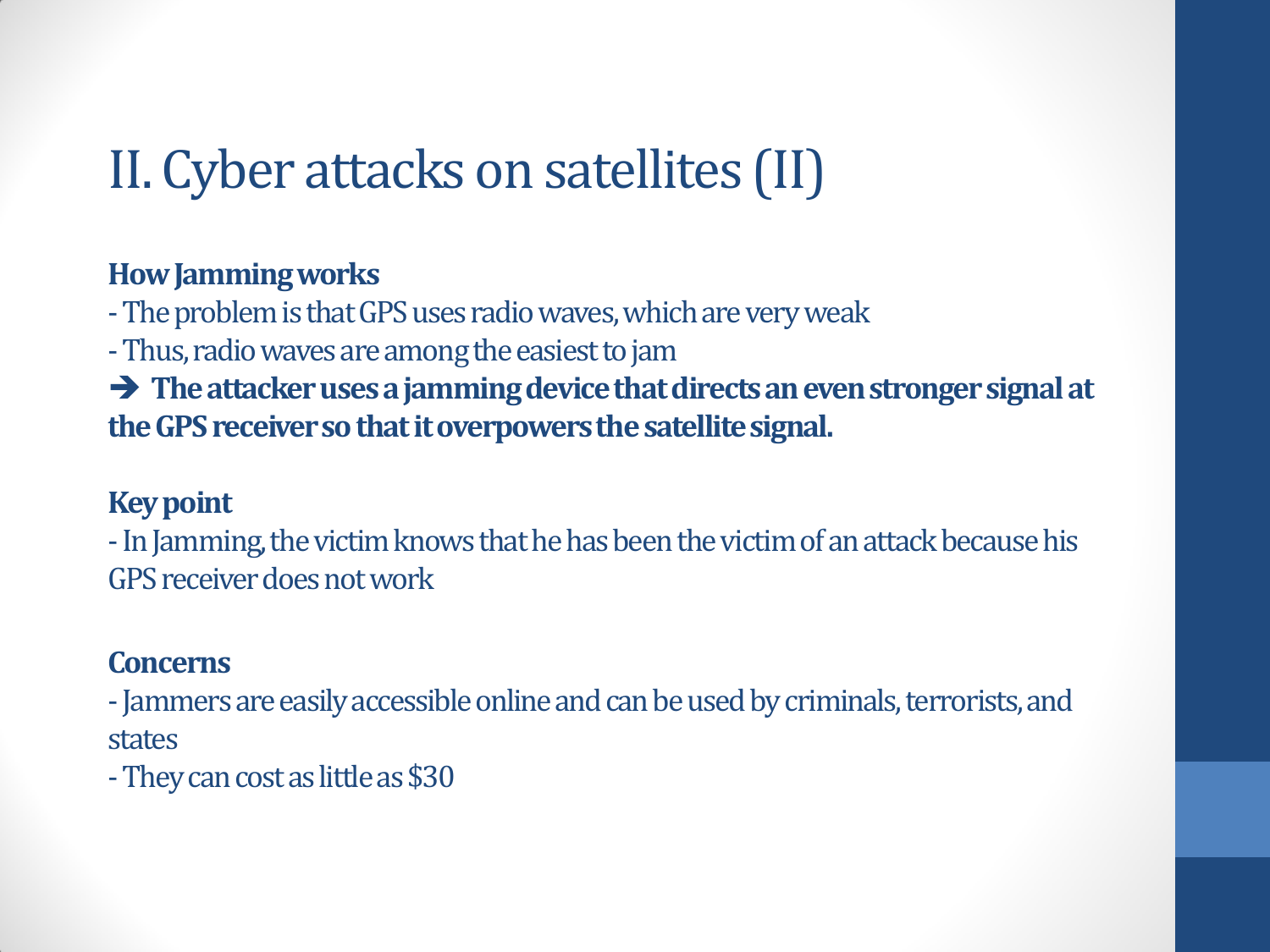# II. Cyber attacks on satellites (II)

**How Jamming works**

- The problem is that GPS uses radio waves, which are very weak
- Thus, radio waves are among the easiest to jam

➔ **The attacker uses a jamming device that directs an even stronger signal at the GPS receiver so that it overpowers the satellite signal.**

**Key point**

- In Jamming, the victim knows that he has been the victim of an attack because his GPS receiver does not work

**Concerns**

- Jammers are easily accessible online and can be used by criminals, terrorists, and states
- They can cost as little as $30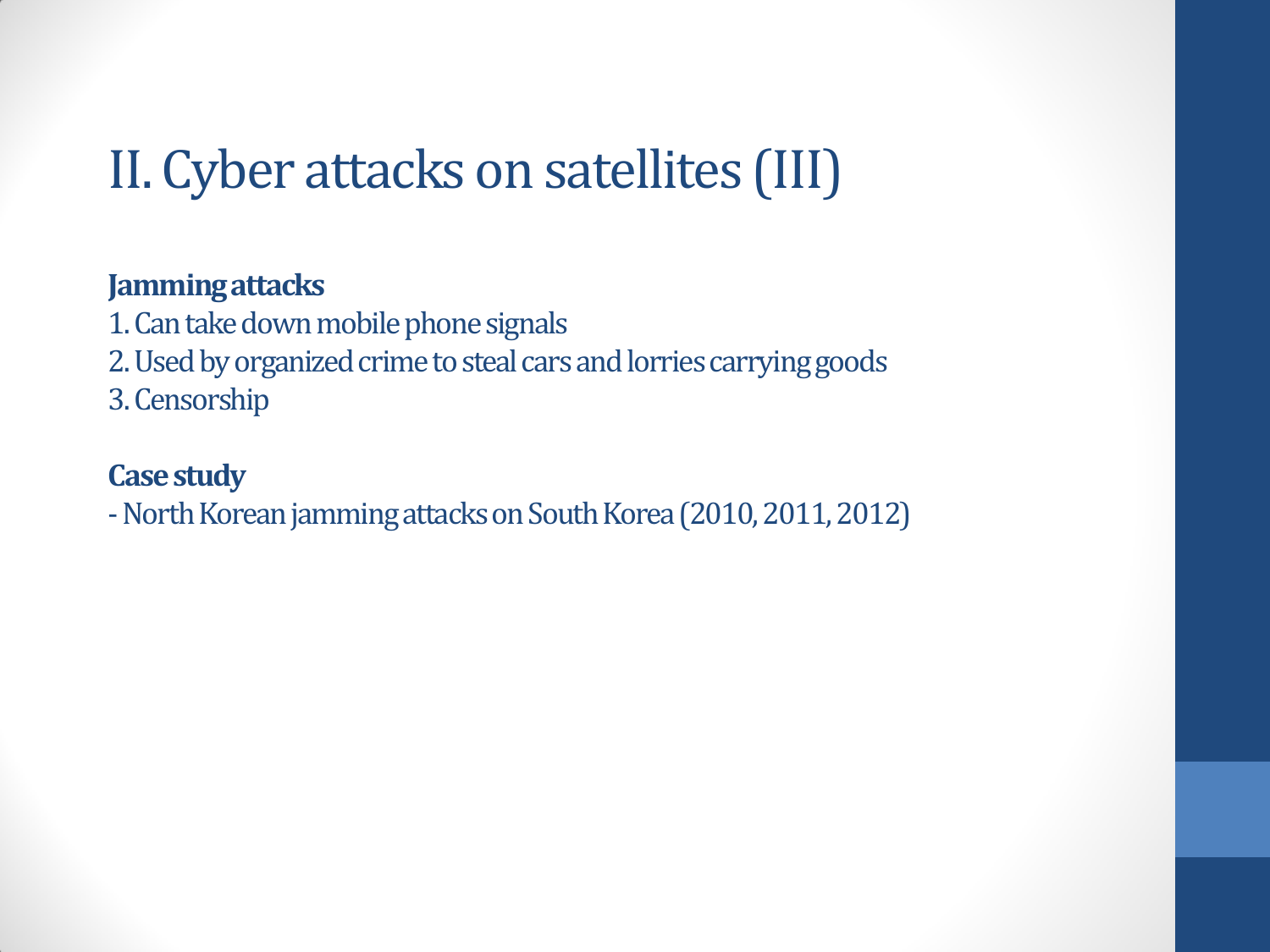# II. Cyber attacks on satellites (III)

**Jamming attacks**

1. Can take down mobile phone signals
2. Used by organized crime to steal cars and lorries carrying goods
3. Censorship

**Case study**

- North Korean jamming attacks on South Korea (2010, 2011, 2012)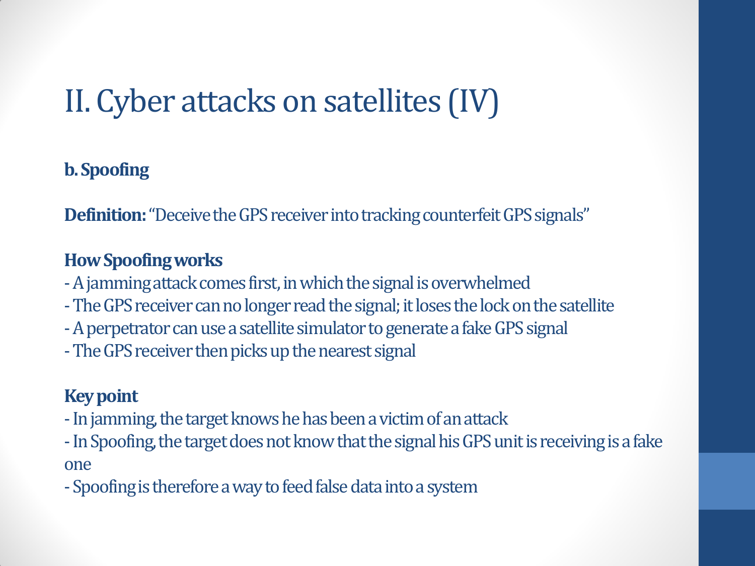# II. Cyber attacks on satellites (IV)

**b. Spoofing**

**Definition:** "Deceive the GPS receiver into tracking counterfeit GPS signals"

**How Spoofing works**

- A jamming attack comes first, in which the signal is overwhelmed
- The GPS receiver can no longer read the signal; it loses the lock on the satellite
- A perpetrator can use a satellite simulator to generate a fake GPS signal
- The GPS receiver then picks up the nearest signal

**Key point**

- In jamming, the target knows he has been a victim of an attack
- In Spoofing, the target does not know that the signal his GPS unit is receiving is a fake one
- Spoofing is therefore a way to feed false data into a system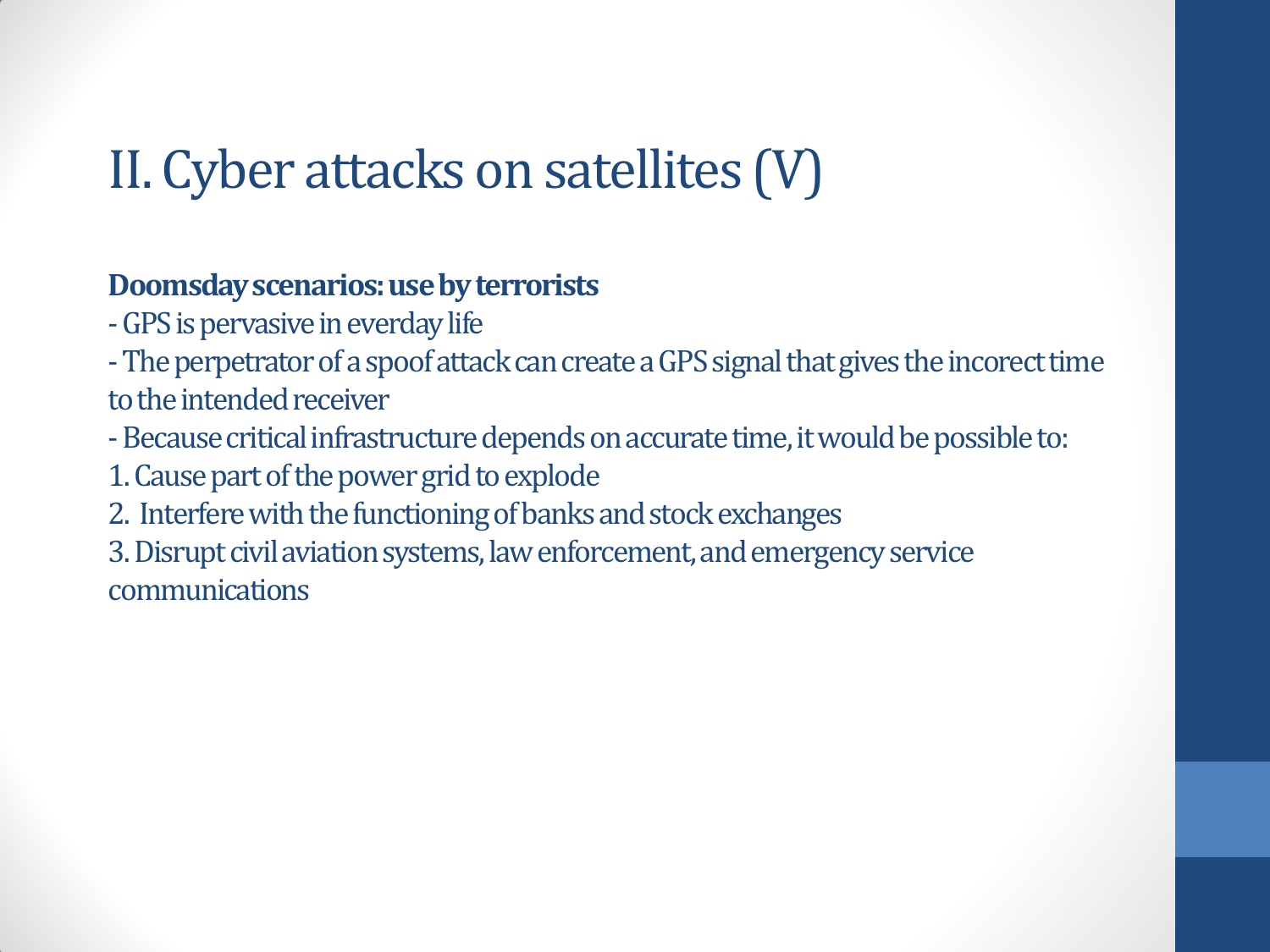# II. Cyber attacks on satellites (V)

**Doomsday scenarios: use by terrorists**

- GPS is pervasive in everday life
- The perpetrator of a spoof attack can create a GPS signal that gives the incorect time to the intended receiver
- Because critical infrastructure depends on accurate time, it would be possible to:

1. Cause part of the power grid to explode
2. Interfere with the functioning of banks and stock exchanges
3. Disrupt civil aviation systems, law enforcement, and emergency service communications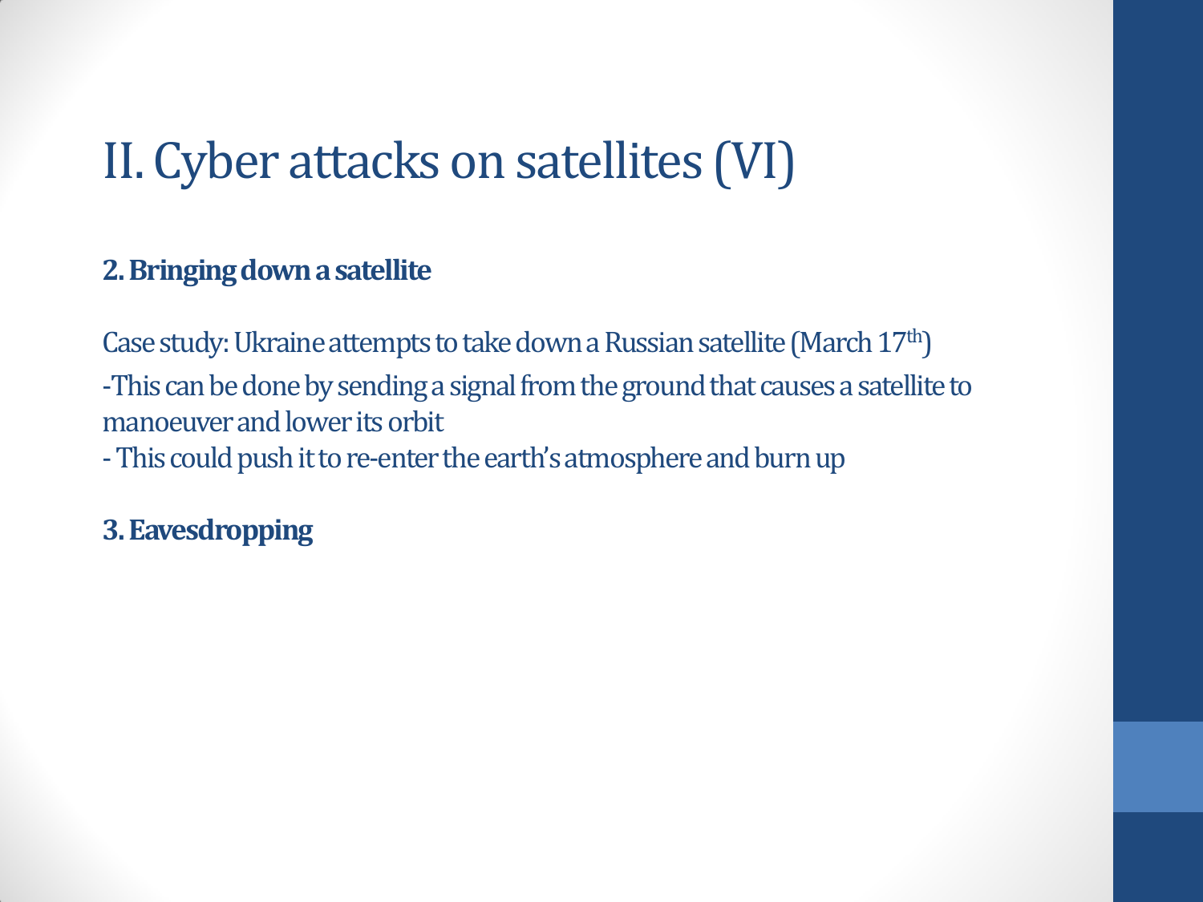# II. Cyber attacks on satellites (VI)

**2. Bringing down a satellite**

Case study: Ukraine attempts to take down a Russian satellite (March 17th)

-This can be done by sending a signal from the ground that causes a satellite to manoeuver and lower its orbit

- This could push it to re-enter the earth's atmosphere and burn up

**3. Eavesdropping**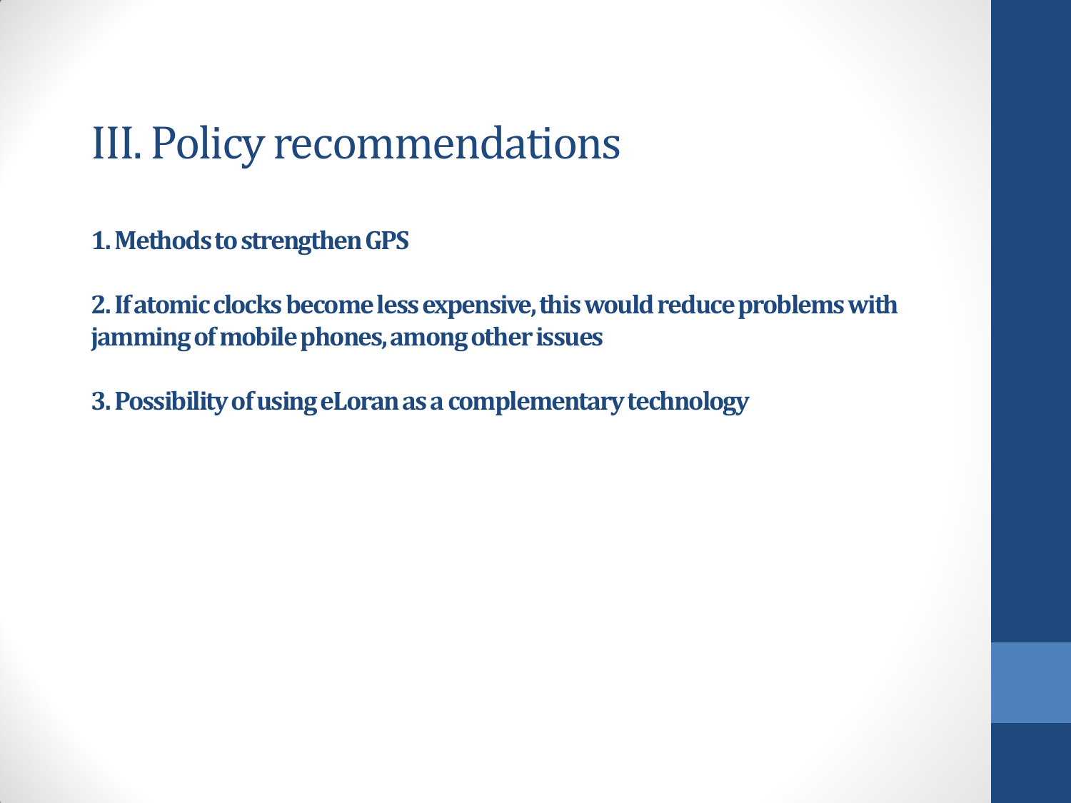# III. Policy recommendations

**1. Methods to strengthen GPS**

**2. If atomic clocks become less expensive, this would reduce problems with jamming of mobile phones, among other issues**

**3. Possibility of using eLoran as a complementary technology**